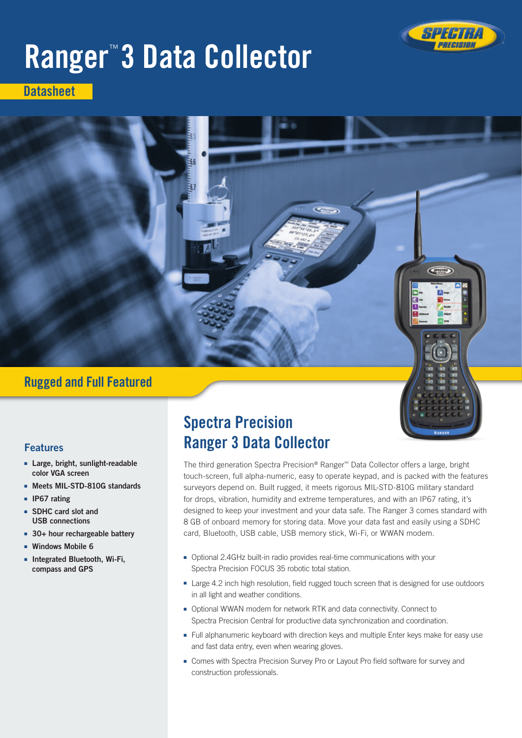# Ranger™ 3 Data Collector

Datasheet

## Rugged and Full Featured

### Features

- **Large, bright, sunlight-readable color VGA screen**
- **Meets MIL-STD-810G standards**
- **IP67 rating**
- **SDHC card slot and USB connections**
- **30+ hour rechargeable battery**
- **Windows Mobile 6**
- **Integrated Bluetooth, Wi-Fi, compass and GPS**

## Spectra Precision Ranger 3 Data Collector

The third generation Spectra Precision® Ranger™ Data Collector offers a large, bright touch-screen, full alpha-numeric, easy to operate keypad, and is packed with the features surveyors depend on. Built rugged, it meets rigorous MIL-STD-810G military standard for drops, vibration, humidity and extreme temperatures, and with an IP67 rating, it's designed to keep your investment and your data safe. The Ranger 3 comes standard with 8 GB of onboard memory for storing data. Move your data fast and easily using a SDHC card, Bluetooth, USB cable, USB memory stick, Wi-Fi, or WWAN modem.

- Optional 2.4GHz built-in radio provides real-time communications with your Spectra Precision FOCUS 35 robotic total station.
- Large 4.2 inch high resolution, field rugged touch screen that is designed for use outdoors in all light and weather conditions.
- Optional WWAN modem for network RTK and data connectivity. Connect to Spectra Precision Central for productive data synchronization and coordination.
- Full alphanumeric keyboard with direction keys and multiple Enter keys make for easy use and fast data entry, even when wearing gloves.
- Comes with Spectra Precision Survey Pro or Layout Pro field software for survey and construction professionals.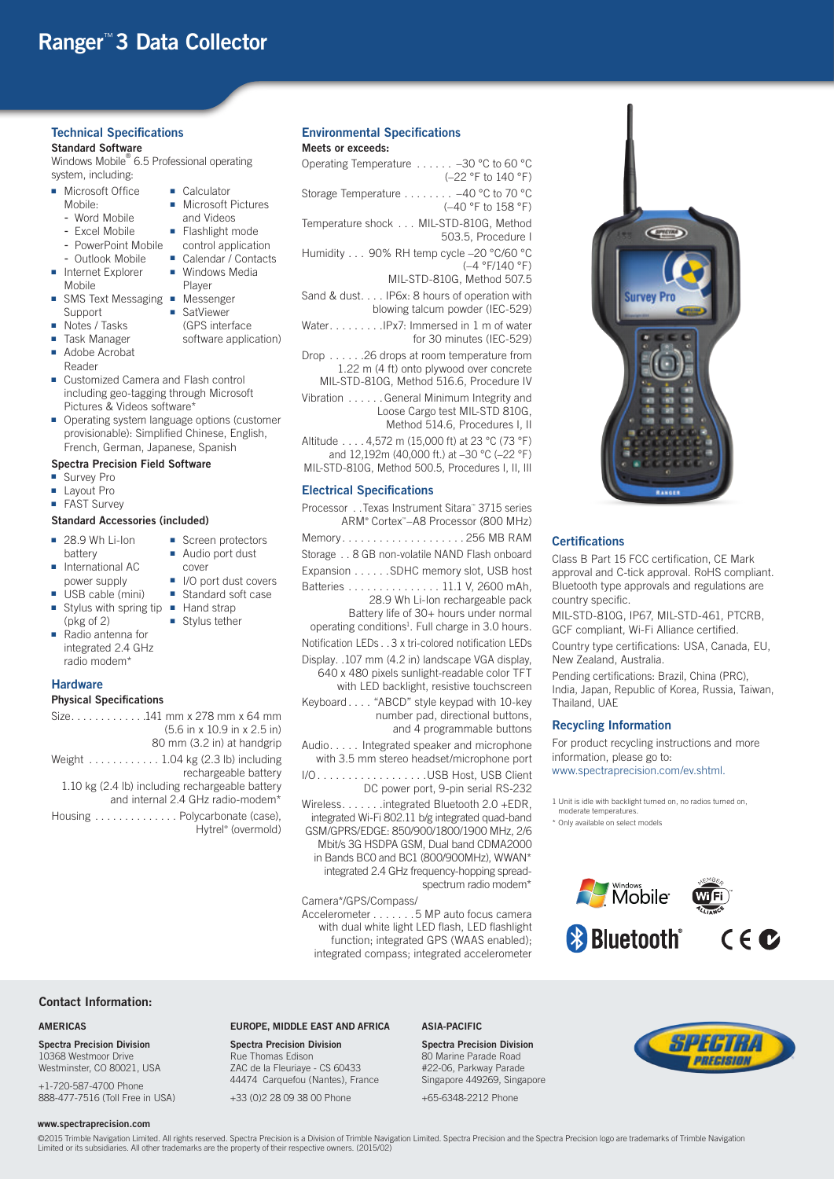# Ranger™ 3 Data Collector

## Technical Specifications

### Standard Software

Windows Mobile® 6.5 Professional operating system, including:

- Microsoft Office Mobile:
  - Word Mobile
  - Excel Mobile
  - PowerPoint Mobile
  - Outlook Mobile
- Internet Explorer Mobile
- SMS Text Messaging Support
- Notes / Tasks
- Task Manager
- Adobe Acrobat Reader
- Calculator
- Microsoft Pictures and Videos
- Flashlight mode control application
- Calendar / Contacts
- Windows Media Player
- Messenger
- SatViewer (GPS interface software application)
- Customized Camera and Flash control including geo-tagging through Microsoft Pictures & Videos software*
- Operating system language options (customer provisionable): Simplified Chinese, English, French, German, Japanese, Spanish

### Spectra Precision Field Software

- Survey Pro
- Layout Pro
- FAST Survey

### Standard Accessories (included)

- 28.9 Wh Li-Ion battery
- International AC power supply
- USB cable (mini)
- Stylus with spring tip (pkg of 2)
- Radio antenna for integrated 2.4 GHz radio modem*
- Screen protectors
- Audio port dust cover
- I/O port dust covers
- Standard soft case
- Hand strap
- Stylus tether

## Hardware

### Physical Specifications

Size . . . . . . . . . . . .141 mm x 278 mm x 64 mm (5.6 in x 10.9 in x 2.5 in) 80 mm (3.2 in) at handgrip

Weight . . . . . . . . . . . . 1.04 kg (2.3 lb) including rechargeable battery 1.10 kg (2.4 lb) including rechargeable battery and internal 2.4 GHz radio-modem*

Housing . . . . . . . . . . . . . Polycarbonate (case), Hytrel® (overmold)

## Environmental Specifications

### Meets or exceeds:

Operating Temperature . . . . . . –30 °C to 60 °C (–22 °F to 140 °F)

Storage Temperature . . . . . . . . –40 °C to 70 °C (–40 °F to 158 °F)

Temperature shock . . . MIL-STD-810G, Method 503.5, Procedure I

Humidity . . . 90% RH temp cycle –20 °C/60 °C (–4 °F/140 °F) MIL-STD-810G, Method 507.5

Sand & dust. . . . IP6x: 8 hours of operation with blowing talcum powder (IEC-529)

Water. . . . . . . . .IPx7: Immersed in 1 m of water for 30 minutes (IEC-529)

Drop . . . . . .26 drops at room temperature from 1.22 m (4 ft) onto plywood over concrete MIL-STD-810G, Method 516.6, Procedure IV

Vibration . . . . . .General Minimum Integrity and Loose Cargo test MIL-STD 810G, Method 514.6, Procedures I, II

Altitude . . . .4,572 m (15,000 ft) at 23 °C (73 °F) and 12,192m (40,000 ft.) at –30 °C (–22 °F) MIL-STD-810G, Method 500.5, Procedures I, II, III

## Electrical Specifications

Processor . .Texas Instrument Sitara™ 3715 series ARM® Cortex™–A8 Processor (800 MHz)

Memory. . . . . . . . . . . . . . . . . . . . 256 MB RAM

Storage . . 8 GB non-volatile NAND Flash onboard

Expansion . . . . . .SDHC memory slot, USB host

Batteries . . . . . . . . . . . . . . . 11.1 V, 2600 mAh, 28.9 Wh Li-Ion rechargeable pack Battery life of 30+ hours under normal operating conditions[1]. Full charge in 3.0 hours.

Notification LEDs . . 3 x tri-colored notification LEDs

Display. .107 mm (4.2 in) landscape VGA display, 640 x 480 pixels sunlight-readable color TFT with LED backlight, resistive touchscreen

Keyboard . . . . "ABCD" style keypad with 10-key number pad, directional buttons, and 4 programmable buttons

Audio. . . . . Integrated speaker and microphone with 3.5 mm stereo headset/microphone port

I/O . . . . . . . . . . . . . . . . . .USB Host, USB Client DC power port, 9-pin serial RS-232

Wireless. . . . . . .integrated Bluetooth 2.0 +EDR, integrated Wi-Fi 802.11 b/g integrated quad-band GSM/GPRS/EDGE: 850/900/1800/1900 MHz, 2/6 Mbit/s 3G HSDPA GSM, Dual band CDMA2000 in Bands BC0 and BC1 (800/900MHz), WWAN* integrated 2.4 GHz frequency-hopping spread-spectrum radio modem*

Camera*/GPS/Compass/ Accelerometer . . . . . . . 5 MP auto focus camera with dual white light LED flash, LED flashlight function; integrated GPS (WAAS enabled); integrated compass; integrated accelerometer

## Certifications

Class B Part 15 FCC certification, CE Mark approval and C-tick approval. RoHS compliant. Bluetooth type approvals and regulations are country specific.

MIL-STD-810G, IP67, MIL-STD-461, PTCRB, GCF compliant, Wi-Fi Alliance certified.

Country type certifications: USA, Canada, EU, New Zealand, Australia.

Pending certifications: Brazil, China (PRC), India, Japan, Republic of Korea, Russia, Taiwan, Thailand, UAE

## Recycling Information

For product recycling instructions and more information, please go to: www.spectraprecision.com/ev.shtml.

1 Unit is idle with backlight turned on, no radios turned on, moderate temperatures.

\* Only available on select models

## Contact Information:

**AMERICAS**

**Spectra Precision Division**
10368 Westmoor Drive
Westminster, CO 80021, USA

+1-720-587-4700 Phone
888-477-7516 (Toll Free in USA)

**EUROPE, MIDDLE EAST AND AFRICA**

**Spectra Precision Division**
Rue Thomas Edison
ZAC de la Fleuriaye - CS 60433
44474 Carquefou (Nantes), France

+33 (0)2 28 09 38 00 Phone

**ASIA-PACIFIC**

**Spectra Precision Division**
80 Marine Parade Road
#22-06, Parkway Parade
Singapore 449269, Singapore

+65-6348-2212 Phone

**www.spectraprecision.com**

©2015 Trimble Navigation Limited. All rights reserved. Spectra Precision is a Division of Trimble Navigation Limited. Spectra Precision and the Spectra Precision logo are trademarks of Trimble Navigation Limited or its subsidiaries. All other trademarks are the property of their respective owners. (2015/02)